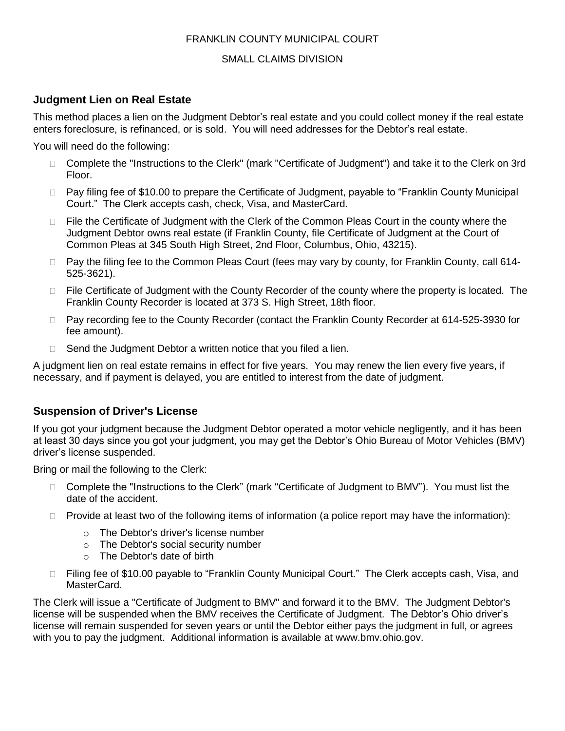FRANKLIN COUNTY MUNICIPAL COURT

SMALL CLAIMS DIVISION

## Judgment Lien on Real Estate

This method places a lien on the Judgment Debtor's real estate and you could collect money if the real estate enters foreclosure, is refinanced, or is sold. You will need addresses for the Debtor's real estate.

You will need do the following:

- Complete the "Instructions to the Clerk" (mark "Certificate of Judgment") and take it to the Clerk on 3rd Floor.
- Pay filing fee of $10.00 to prepare the Certificate of Judgment, payable to "Franklin County Municipal Court." The Clerk accepts cash, check, Visa, and MasterCard.
- File the Certificate of Judgment with the Clerk of the Common Pleas Court in the county where the Judgment Debtor owns real estate (if Franklin County, file Certificate of Judgment at the Court of Common Pleas at 345 South High Street, 2nd Floor, Columbus, Ohio, 43215).
- Pay the filing fee to the Common Pleas Court (fees may vary by county, for Franklin County, call 614-525-3621).
- File Certificate of Judgment with the County Recorder of the county where the property is located. The Franklin County Recorder is located at 373 S. High Street, 18th floor.
- Pay recording fee to the County Recorder (contact the Franklin County Recorder at 614-525-3930 for fee amount).
- Send the Judgment Debtor a written notice that you filed a lien.

A judgment lien on real estate remains in effect for five years. You may renew the lien every five years, if necessary, and if payment is delayed, you are entitled to interest from the date of judgment.

## Suspension of Driver's License

If you got your judgment because the Judgment Debtor operated a motor vehicle negligently, and it has been at least 30 days since you got your judgment, you may get the Debtor's Ohio Bureau of Motor Vehicles (BMV) driver's license suspended.

Bring or mail the following to the Clerk:

- Complete the "Instructions to the Clerk" (mark "Certificate of Judgment to BMV"). You must list the date of the accident.
- Provide at least two of the following items of information (a police report may have the information):
  - The Debtor's driver's license number
  - The Debtor's social security number
  - The Debtor's date of birth
- Filing fee of $10.00 payable to "Franklin County Municipal Court." The Clerk accepts cash, Visa, and MasterCard.

The Clerk will issue a "Certificate of Judgment to BMV" and forward it to the BMV. The Judgment Debtor's license will be suspended when the BMV receives the Certificate of Judgment. The Debtor's Ohio driver's license will remain suspended for seven years or until the Debtor either pays the judgment in full, or agrees with you to pay the judgment. Additional information is available at www.bmv.ohio.gov.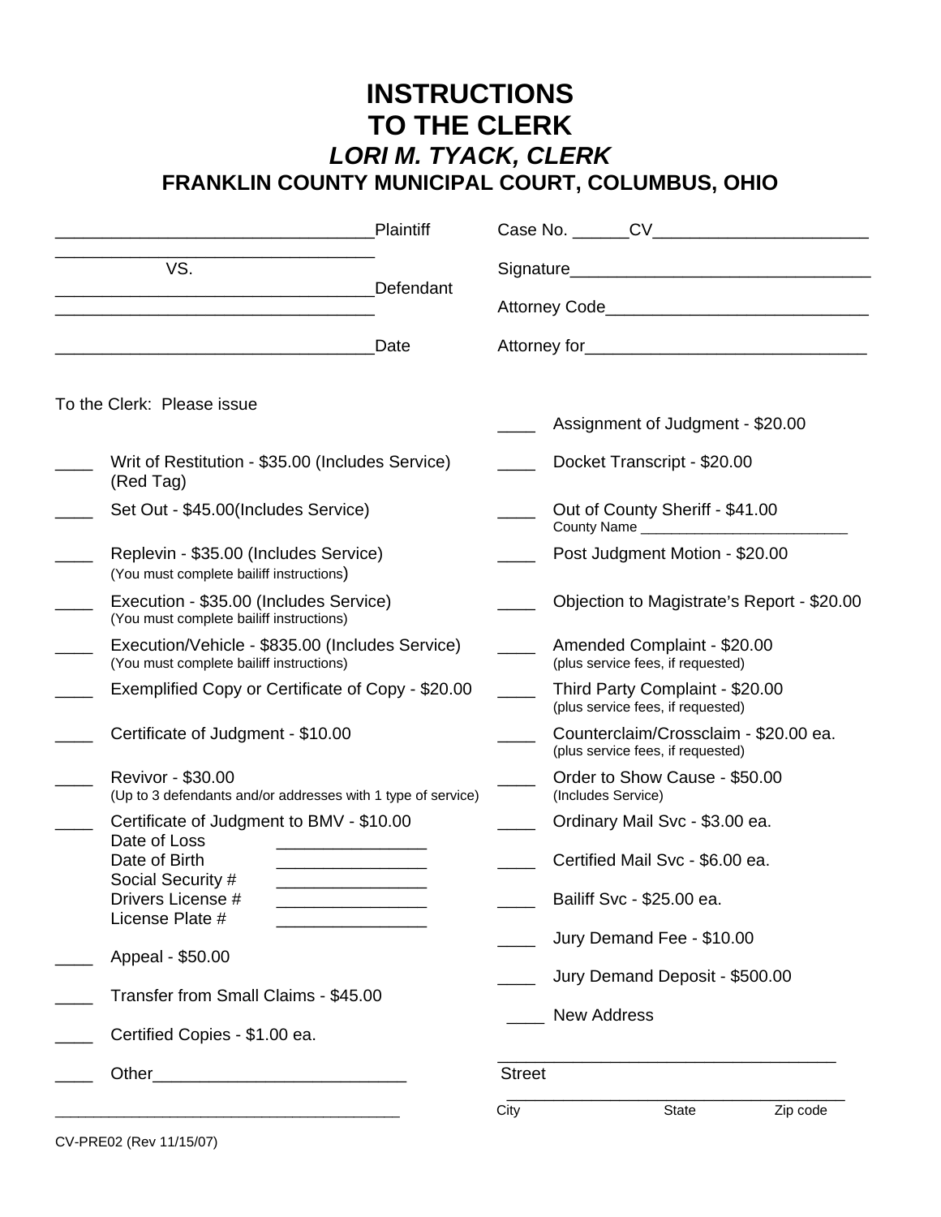# INSTRUCTIONS TO THE CLERK

## *LORI M. TYACK, CLERK*

### FRANKLIN COUNTY MUNICIPAL COURT, COLUMBUS, OHIO

__________________________________Plaintiff
__________________________________
VS.
__________________________________Defendant
__________________________________
__________________________________Date

Case No. ______CV______________________

Signature________________________________

Attorney Code____________________________

Attorney for______________________________

To the Clerk: Please issue

____ Writ of Restitution - $35.00 (Includes Service) (Red Tag)

____ Set Out - $45.00(Includes Service)

____ Replevin - $35.00 (Includes Service)
(You must complete bailiff instructions)

____ Execution - $35.00 (Includes Service)
(You must complete bailiff instructions)

____ Execution/Vehicle - $835.00 (Includes Service)
(You must complete bailiff instructions)

____ Exemplified Copy or Certificate of Copy - $20.00

____ Certificate of Judgment - $10.00

____ Revivor - $30.00
(Up to 3 defendants and/or addresses with 1 type of service)

____ Certificate of Judgment to BMV - $10.00
Date of Loss ________________
Date of Birth ________________
Social Security # ________________
Drivers License # ________________
License Plate # ________________

____ Appeal - $50.00

____ Transfer from Small Claims - $45.00

____ Certified Copies - $1.00 ea.

____ Other__________________________
__________________________________________

____ Assignment of Judgment - $20.00

____ Docket Transcript - $20.00

____ Out of County Sheriff - $41.00
County Name __________________________

____ Post Judgment Motion - $20.00

____ Objection to Magistrate's Report - $20.00

____ Amended Complaint - $20.00
(plus service fees, if requested)

____ Third Party Complaint - $20.00
(plus service fees, if requested)

____ Counterclaim/Crossclaim - $20.00 ea.
(plus service fees, if requested)

____ Order to Show Cause - $50.00
(Includes Service)

____ Ordinary Mail Svc - $3.00 ea.

____ Certified Mail Svc - $6.00 ea.

____ Bailiff Svc - $25.00 ea.

____ Jury Demand Fee - $10.00

____ Jury Demand Deposit - $500.00

____ New Address

____________________________________
Street
____________________________________
City State Zip code

CV-PRE02 (Rev 11/15/07)